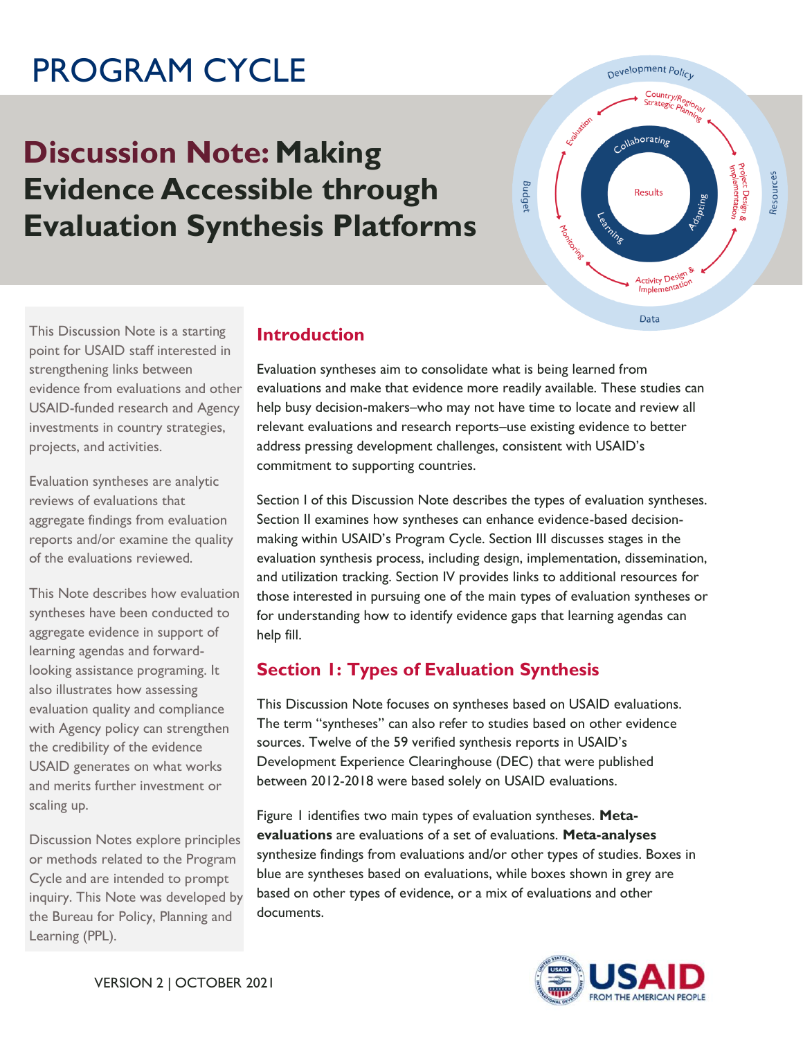# PROGRAM CYCLE

# Discussion Note: Making Evidence Accessible through Evaluation Synthesis Platforms

This Discussion Note is a starting point for USAID staff interested in strengthening links between evidence from evaluations and other USAID-funded research and Agency investments in country strategies, projects, and activities.

Evaluation syntheses are analytic reviews of evaluations that aggregate findings from evaluation reports and/or examine the quality of the evaluations reviewed.

This Note describes how evaluation syntheses have been conducted to aggregate evidence in support of learning agendas and forward-looking assistance programing. It also illustrates how assessing evaluation quality and compliance with Agency policy can strengthen the credibility of the evidence USAID generates on what works and merits further investment or scaling up.

Discussion Notes explore principles or methods related to the Program Cycle and are intended to prompt inquiry. This Note was developed by the Bureau for Policy, Planning and Learning (PPL).

## Introduction

Evaluation syntheses aim to consolidate what is being learned from evaluations and make that evidence more readily available. These studies can help busy decision-makers–who may not have time to locate and review all relevant evaluations and research reports–use existing evidence to better address pressing development challenges, consistent with USAID's commitment to supporting countries.

Section I of this Discussion Note describes the types of evaluation syntheses. Section II examines how syntheses can enhance evidence-based decision-making within USAID's Program Cycle. Section III discusses stages in the evaluation synthesis process, including design, implementation, dissemination, and utilization tracking. Section IV provides links to additional resources for those interested in pursuing one of the main types of evaluation syntheses or for understanding how to identify evidence gaps that learning agendas can help fill.

## Section 1: Types of Evaluation Synthesis

This Discussion Note focuses on syntheses based on USAID evaluations. The term "syntheses" can also refer to studies based on other evidence sources. Twelve of the 59 verified synthesis reports in USAID's Development Experience Clearinghouse (DEC) that were published between 2012-2018 were based solely on USAID evaluations.

Figure 1 identifies two main types of evaluation syntheses. **Meta-evaluations** are evaluations of a set of evaluations. **Meta-analyses** synthesize findings from evaluations and/or other types of studies. Boxes in blue are syntheses based on evaluations, while boxes shown in grey are based on other types of evidence, or a mix of evaluations and other documents.

VERSION 2 | OCTOBER 2021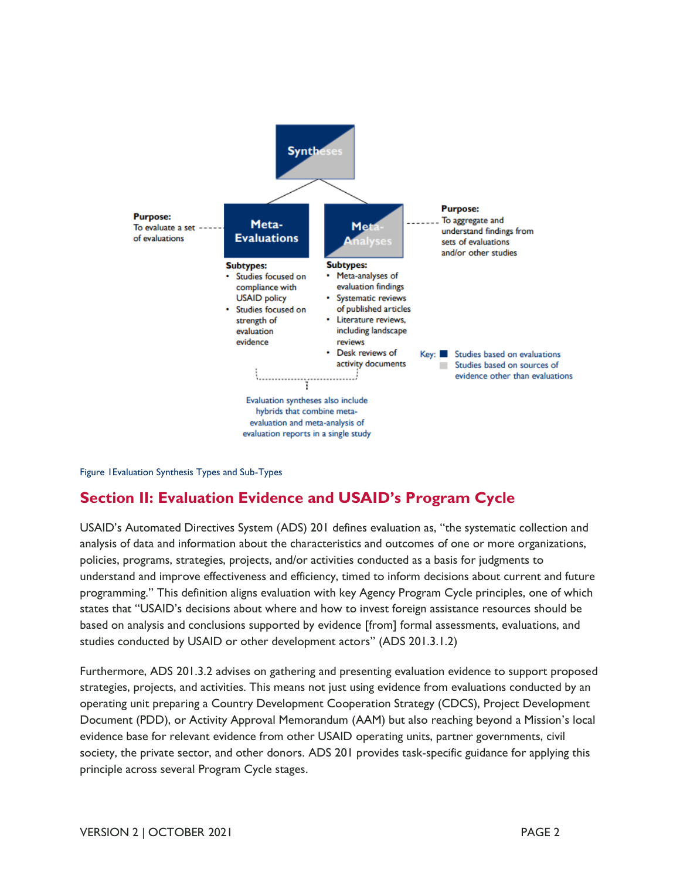Syntheses

**Meta-Evaluations**

**Purpose:** To evaluate a set of evaluations

**Subtypes:**
- Studies focused on compliance with USAID policy
- Studies focused on strength of evaluation evidence

**Meta-Analyses**

**Purpose:** To aggregate and understand findings from sets of evaluations and/or other studies

**Subtypes:**
- Meta-analyses of evaluation findings
- Systematic reviews of published articles
- Literature reviews, including landscape reviews
- Desk reviews of activity documents

Evaluation syntheses also include hybrids that combine meta-evaluation and meta-analysis of evaluation reports in a single study

Key: Studies based on evaluations; Studies based on sources of evidence other than evaluations

Figure 1Evaluation Synthesis Types and Sub-Types

## Section II: Evaluation Evidence and USAID's Program Cycle

USAID's Automated Directives System (ADS) 201 defines evaluation as, "the systematic collection and analysis of data and information about the characteristics and outcomes of one or more organizations, policies, programs, strategies, projects, and/or activities conducted as a basis for judgments to understand and improve effectiveness and efficiency, timed to inform decisions about current and future programming." This definition aligns evaluation with key Agency Program Cycle principles, one of which states that "USAID's decisions about where and how to invest foreign assistance resources should be based on analysis and conclusions supported by evidence [from] formal assessments, evaluations, and studies conducted by USAID or other development actors" (ADS 201.3.1.2)

Furthermore, ADS 201.3.2 advises on gathering and presenting evaluation evidence to support proposed strategies, projects, and activities. This means not just using evidence from evaluations conducted by an operating unit preparing a Country Development Cooperation Strategy (CDCS), Project Development Document (PDD), or Activity Approval Memorandum (AAM) but also reaching beyond a Mission's local evidence base for relevant evidence from other USAID operating units, partner governments, civil society, the private sector, and other donors. ADS 201 provides task-specific guidance for applying this principle across several Program Cycle stages.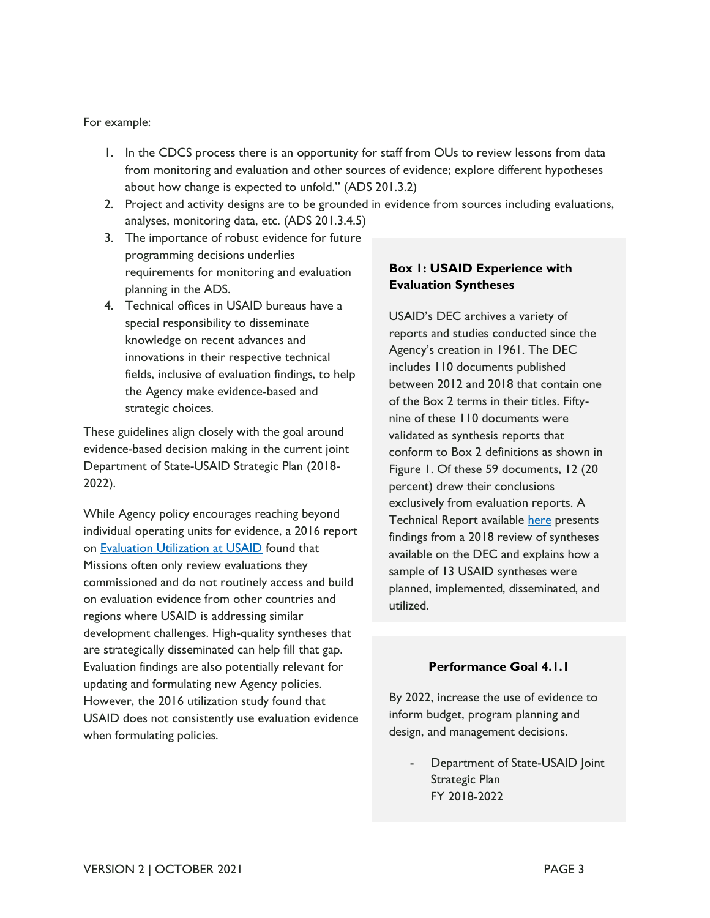For example:

1. In the CDCS process there is an opportunity for staff from OUs to review lessons from data from monitoring and evaluation and other sources of evidence; explore different hypotheses about how change is expected to unfold." (ADS 201.3.2)
2. Project and activity designs are to be grounded in evidence from sources including evaluations, analyses, monitoring data, etc. (ADS 201.3.4.5)
3. The importance of robust evidence for future programming decisions underlies requirements for monitoring and evaluation planning in the ADS.
4. Technical offices in USAID bureaus have a special responsibility to disseminate knowledge on recent advances and innovations in their respective technical fields, inclusive of evaluation findings, to help the Agency make evidence-based and strategic choices.

These guidelines align closely with the goal around evidence-based decision making in the current joint Department of State-USAID Strategic Plan (2018-2022).

While Agency policy encourages reaching beyond individual operating units for evidence, a 2016 report on [Evaluation Utilization at USAID](#) found that Missions often only review evaluations they commissioned and do not routinely access and build on evaluation evidence from other countries and regions where USAID is addressing similar development challenges. High-quality syntheses that are strategically disseminated can help fill that gap. Evaluation findings are also potentially relevant for updating and formulating new Agency policies. However, the 2016 utilization study found that USAID does not consistently use evaluation evidence when formulating policies.

**Box 1: USAID Experience with Evaluation Syntheses**

USAID's DEC archives a variety of reports and studies conducted since the Agency's creation in 1961. The DEC includes 110 documents published between 2012 and 2018 that contain one of the Box 2 terms in their titles. Fifty-nine of these 110 documents were validated as synthesis reports that conform to Box 2 definitions as shown in Figure 1. Of these 59 documents, 12 (20 percent) drew their conclusions exclusively from evaluation reports. A Technical Report available [here](#) presents findings from a 2018 review of syntheses available on the DEC and explains how a sample of 13 USAID syntheses were planned, implemented, disseminated, and utilized.

**Performance Goal 4.1.1**

By 2022, increase the use of evidence to inform budget, program planning and design, and management decisions.

- Department of State-USAID Joint Strategic Plan FY 2018-2022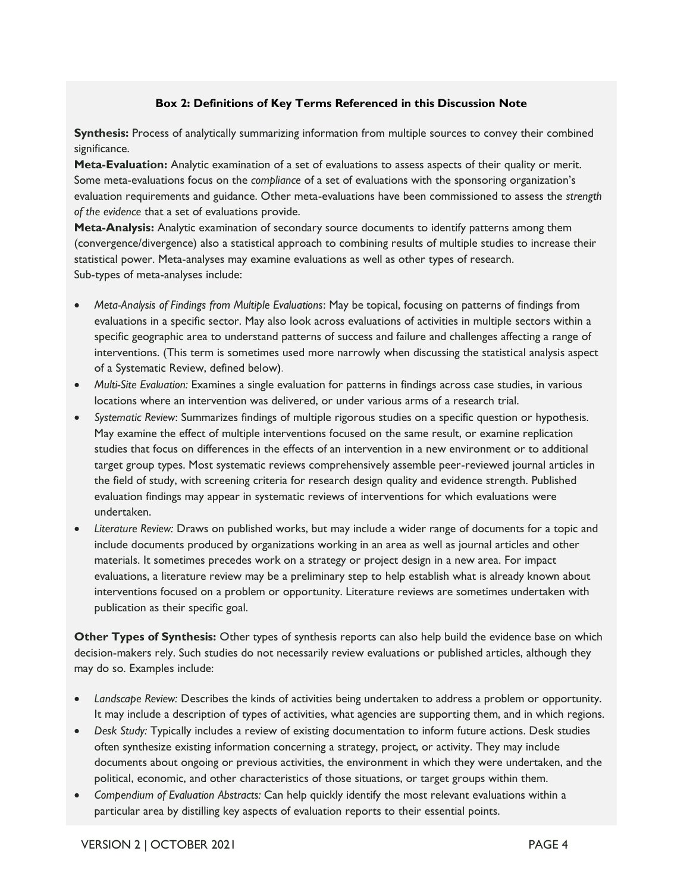**Box 2: Definitions of Key Terms Referenced in this Discussion Note**

**Synthesis:** Process of analytically summarizing information from multiple sources to convey their combined significance.

**Meta-Evaluation:** Analytic examination of a set of evaluations to assess aspects of their quality or merit. Some meta-evaluations focus on the *compliance* of a set of evaluations with the sponsoring organization's evaluation requirements and guidance. Other meta-evaluations have been commissioned to assess the *strength of the evidence* that a set of evaluations provide.

**Meta-Analysis:** Analytic examination of secondary source documents to identify patterns among them (convergence/divergence) also a statistical approach to combining results of multiple studies to increase their statistical power. Meta-analyses may examine evaluations as well as other types of research.

Sub-types of meta-analyses include:

- *Meta-Analysis of Findings from Multiple Evaluations*: May be topical, focusing on patterns of findings from evaluations in a specific sector. May also look across evaluations of activities in multiple sectors within a specific geographic area to understand patterns of success and failure and challenges affecting a range of interventions. (This term is sometimes used more narrowly when discussing the statistical analysis aspect of a Systematic Review, defined below).
- *Multi-Site Evaluation:* Examines a single evaluation for patterns in findings across case studies, in various locations where an intervention was delivered, or under various arms of a research trial.
- *Systematic Review*: Summarizes findings of multiple rigorous studies on a specific question or hypothesis. May examine the effect of multiple interventions focused on the same result, or examine replication studies that focus on differences in the effects of an intervention in a new environment or to additional target group types. Most systematic reviews comprehensively assemble peer-reviewed journal articles in the field of study, with screening criteria for research design quality and evidence strength. Published evaluation findings may appear in systematic reviews of interventions for which evaluations were undertaken.
- *Literature Review:* Draws on published works, but may include a wider range of documents for a topic and include documents produced by organizations working in an area as well as journal articles and other materials. It sometimes precedes work on a strategy or project design in a new area. For impact evaluations, a literature review may be a preliminary step to help establish what is already known about interventions focused on a problem or opportunity. Literature reviews are sometimes undertaken with publication as their specific goal.

**Other Types of Synthesis:** Other types of synthesis reports can also help build the evidence base on which decision-makers rely. Such studies do not necessarily review evaluations or published articles, although they may do so. Examples include:

- *Landscape Review:* Describes the kinds of activities being undertaken to address a problem or opportunity. It may include a description of types of activities, what agencies are supporting them, and in which regions.
- *Desk Study:* Typically includes a review of existing documentation to inform future actions. Desk studies often synthesize existing information concerning a strategy, project, or activity. They may include documents about ongoing or previous activities, the environment in which they were undertaken, and the political, economic, and other characteristics of those situations, or target groups within them.
- *Compendium of Evaluation Abstracts:* Can help quickly identify the most relevant evaluations within a particular area by distilling key aspects of evaluation reports to their essential points.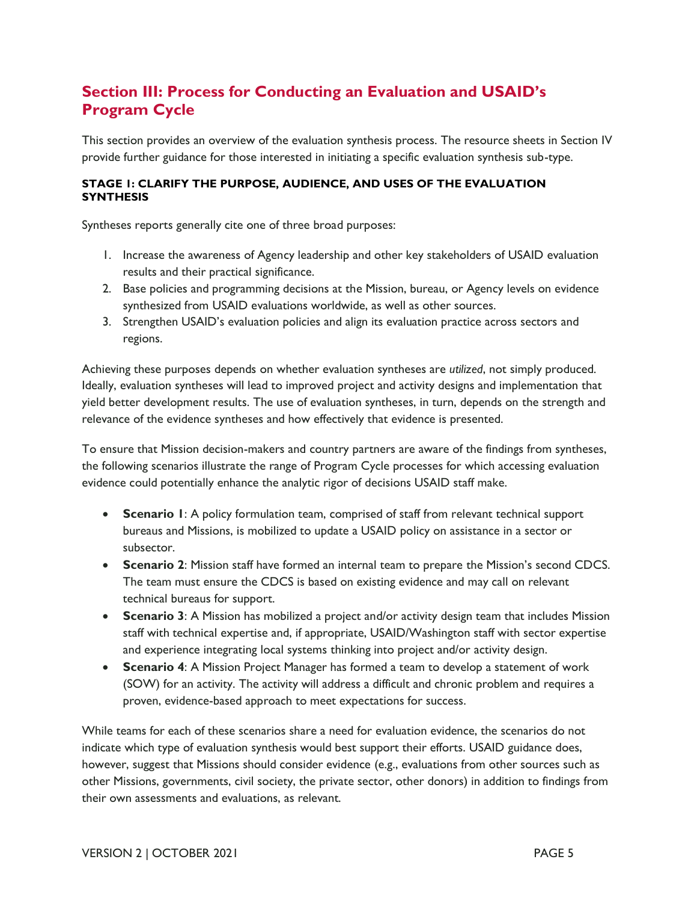## Section III: Process for Conducting an Evaluation and USAID's Program Cycle

This section provides an overview of the evaluation synthesis process. The resource sheets in Section IV provide further guidance for those interested in initiating a specific evaluation synthesis sub-type.

### STAGE 1: CLARIFY THE PURPOSE, AUDIENCE, AND USES OF THE EVALUATION SYNTHESIS

Syntheses reports generally cite one of three broad purposes:

1. Increase the awareness of Agency leadership and other key stakeholders of USAID evaluation results and their practical significance.
2. Base policies and programming decisions at the Mission, bureau, or Agency levels on evidence synthesized from USAID evaluations worldwide, as well as other sources.
3. Strengthen USAID's evaluation policies and align its evaluation practice across sectors and regions.

Achieving these purposes depends on whether evaluation syntheses are *utilized*, not simply produced. Ideally, evaluation syntheses will lead to improved project and activity designs and implementation that yield better development results. The use of evaluation syntheses, in turn, depends on the strength and relevance of the evidence syntheses and how effectively that evidence is presented.

To ensure that Mission decision-makers and country partners are aware of the findings from syntheses, the following scenarios illustrate the range of Program Cycle processes for which accessing evaluation evidence could potentially enhance the analytic rigor of decisions USAID staff make.

- **Scenario 1**: A policy formulation team, comprised of staff from relevant technical support bureaus and Missions, is mobilized to update a USAID policy on assistance in a sector or subsector.
- **Scenario 2**: Mission staff have formed an internal team to prepare the Mission's second CDCS. The team must ensure the CDCS is based on existing evidence and may call on relevant technical bureaus for support.
- **Scenario 3**: A Mission has mobilized a project and/or activity design team that includes Mission staff with technical expertise and, if appropriate, USAID/Washington staff with sector expertise and experience integrating local systems thinking into project and/or activity design.
- **Scenario 4**: A Mission Project Manager has formed a team to develop a statement of work (SOW) for an activity. The activity will address a difficult and chronic problem and requires a proven, evidence-based approach to meet expectations for success.

While teams for each of these scenarios share a need for evaluation evidence, the scenarios do not indicate which type of evaluation synthesis would best support their efforts. USAID guidance does, however, suggest that Missions should consider evidence (e.g., evaluations from other sources such as other Missions, governments, civil society, the private sector, other donors) in addition to findings from their own assessments and evaluations, as relevant.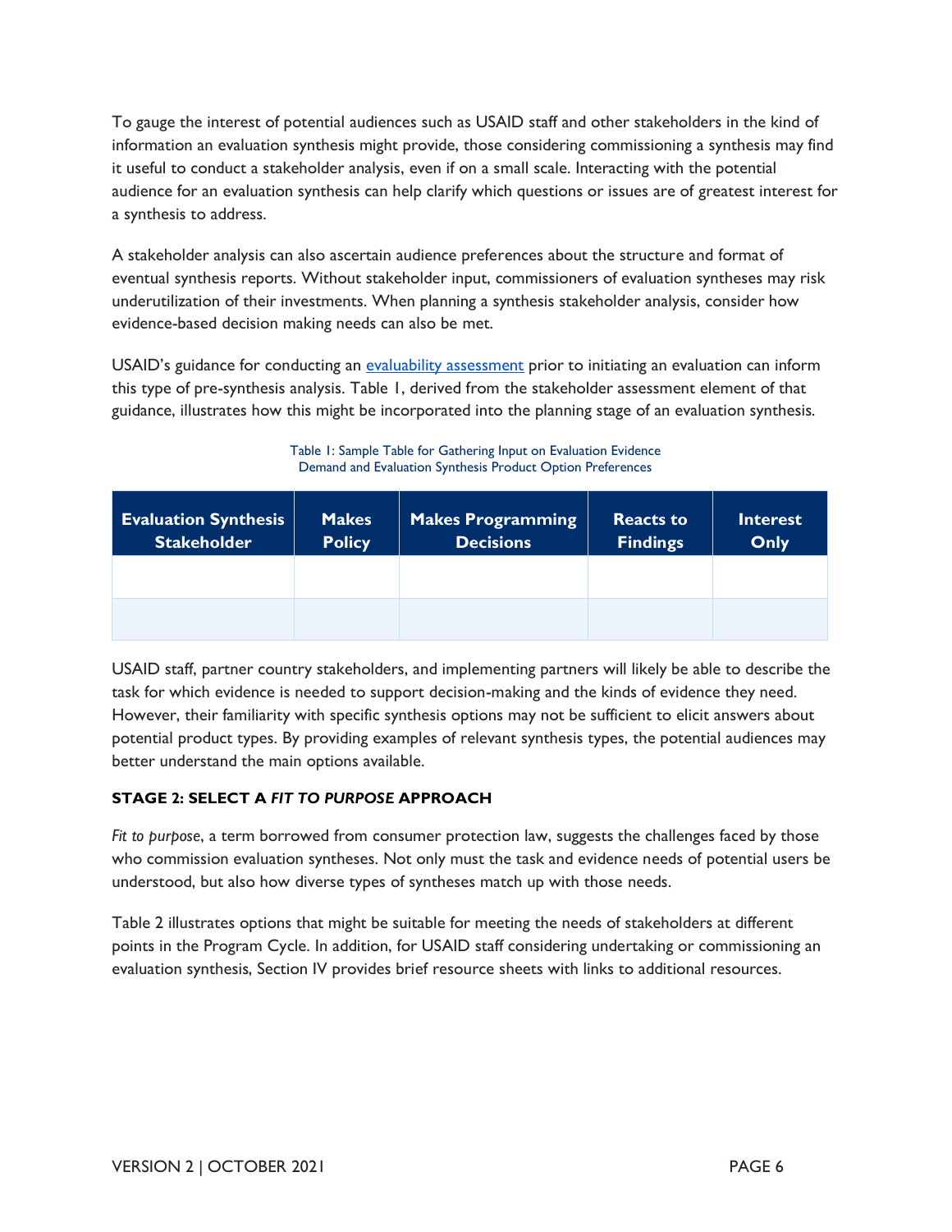To gauge the interest of potential audiences such as USAID staff and other stakeholders in the kind of information an evaluation synthesis might provide, those considering commissioning a synthesis may find it useful to conduct a stakeholder analysis, even if on a small scale. Interacting with the potential audience for an evaluation synthesis can help clarify which questions or issues are of greatest interest for a synthesis to address.

A stakeholder analysis can also ascertain audience preferences about the structure and format of eventual synthesis reports. Without stakeholder input, commissioners of evaluation syntheses may risk underutilization of their investments. When planning a synthesis stakeholder analysis, consider how evidence-based decision making needs can also be met.

USAID's guidance for conducting an evaluability assessment prior to initiating an evaluation can inform this type of pre-synthesis analysis. Table 1, derived from the stakeholder assessment element of that guidance, illustrates how this might be incorporated into the planning stage of an evaluation synthesis.

Table 1: Sample Table for Gathering Input on Evaluation Evidence Demand and Evaluation Synthesis Product Option Preferences

| Evaluation Synthesis Stakeholder | Makes Policy | Makes Programming Decisions | Reacts to Findings | Interest Only |
|---|---|---|---|---|
| | | | | |
| | | | | |

USAID staff, partner country stakeholders, and implementing partners will likely be able to describe the task for which evidence is needed to support decision-making and the kinds of evidence they need. However, their familiarity with specific synthesis options may not be sufficient to elicit answers about potential product types. By providing examples of relevant synthesis types, the potential audiences may better understand the main options available.

### STAGE 2: SELECT A *FIT TO PURPOSE* APPROACH

*Fit to purpose*, a term borrowed from consumer protection law, suggests the challenges faced by those who commission evaluation syntheses. Not only must the task and evidence needs of potential users be understood, but also how diverse types of syntheses match up with those needs.

Table 2 illustrates options that might be suitable for meeting the needs of stakeholders at different points in the Program Cycle. In addition, for USAID staff considering undertaking or commissioning an evaluation synthesis, Section IV provides brief resource sheets with links to additional resources.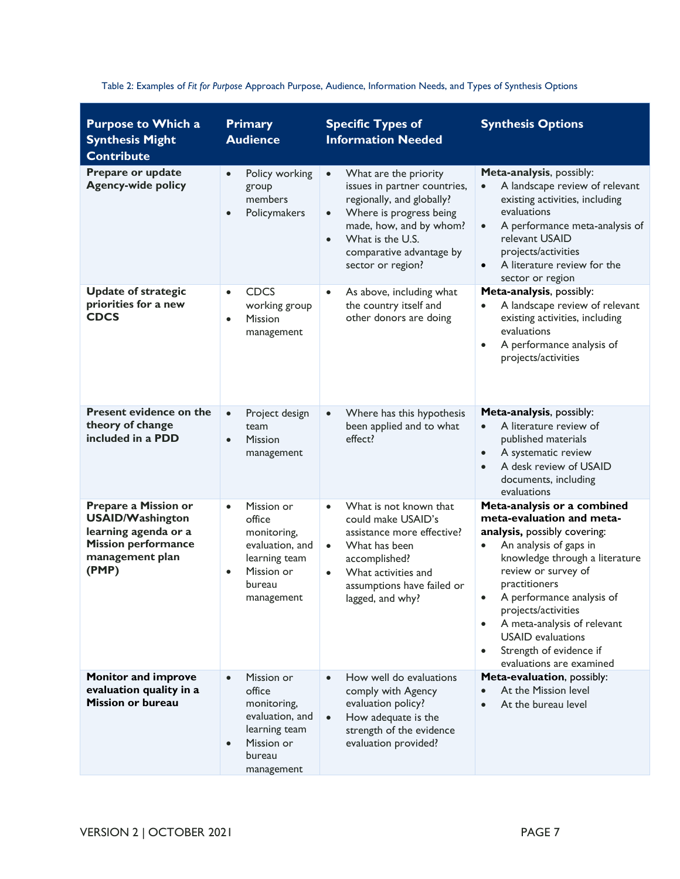Table 2: Examples of *Fit for Purpose* Approach Purpose, Audience, Information Needs, and Types of Synthesis Options

| Purpose to Which a Synthesis Might Contribute | Primary Audience | Specific Types of Information Needed | Synthesis Options |
|---|---|---|---|
| **Prepare or update Agency-wide policy** | • Policy working group members<br>• Policymakers | • What are the priority issues in partner countries, regionally, and globally?<br>• Where is progress being made, how, and by whom?<br>• What is the U.S. comparative advantage by sector or region? | **Meta-analysis**, possibly:<br>• A landscape review of relevant existing activities, including evaluations<br>• A performance meta-analysis of relevant USAID projects/activities<br>• A literature review for the sector or region |
| **Update of strategic priorities for a new CDCS** | • CDCS working group<br>• Mission management | • As above, including what the country itself and other donors are doing | **Meta-analysis**, possibly:<br>• A landscape review of relevant existing activities, including evaluations<br>• A performance analysis of projects/activities |
| **Present evidence on the theory of change included in a PDD** | • Project design team<br>• Mission management | • Where has this hypothesis been applied and to what effect? | **Meta-analysis**, possibly:<br>• A literature review of published materials<br>• A systematic review<br>• A desk review of USAID documents, including evaluations |
| **Prepare a Mission or USAID/Washington learning agenda or a Mission performance management plan (PMP)** | • Mission or office monitoring, evaluation, and learning team<br>• Mission or bureau management | • What is not known that could make USAID's assistance more effective?<br>• What has been accomplished?<br>• What activities and assumptions have failed or lagged, and why? | **Meta-analysis or a combined meta-evaluation and meta-analysis,** possibly covering:<br>• An analysis of gaps in knowledge through a literature review or survey of practitioners<br>• A performance analysis of projects/activities<br>• A meta-analysis of relevant USAID evaluations<br>• Strength of evidence if evaluations are examined |
| **Monitor and improve evaluation quality in a Mission or bureau** | • Mission or office monitoring, evaluation, and learning team<br>• Mission or bureau management | • How well do evaluations comply with Agency evaluation policy?<br>• How adequate is the strength of the evidence evaluation provided? | **Meta-evaluation**, possibly:<br>• At the Mission level<br>• At the bureau level |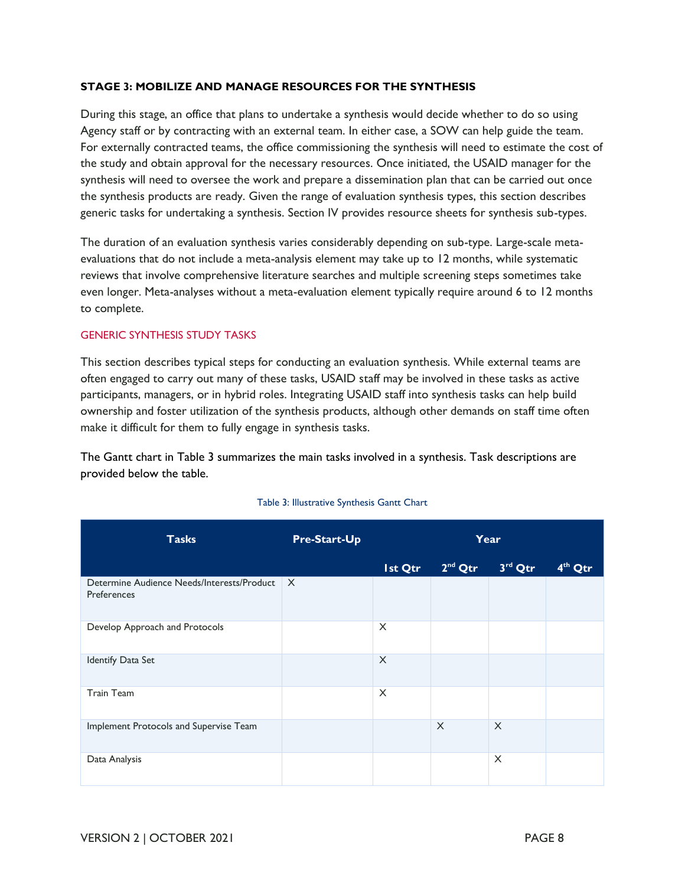### STAGE 3: MOBILIZE AND MANAGE RESOURCES FOR THE SYNTHESIS

During this stage, an office that plans to undertake a synthesis would decide whether to do so using Agency staff or by contracting with an external team. In either case, a SOW can help guide the team. For externally contracted teams, the office commissioning the synthesis will need to estimate the cost of the study and obtain approval for the necessary resources. Once initiated, the USAID manager for the synthesis will need to oversee the work and prepare a dissemination plan that can be carried out once the synthesis products are ready. Given the range of evaluation synthesis types, this section describes generic tasks for undertaking a synthesis. Section IV provides resource sheets for synthesis sub-types.

The duration of an evaluation synthesis varies considerably depending on sub-type. Large-scale meta-evaluations that do not include a meta-analysis element may take up to 12 months, while systematic reviews that involve comprehensive literature searches and multiple screening steps sometimes take even longer. Meta-analyses without a meta-evaluation element typically require around 6 to 12 months to complete.

#### GENERIC SYNTHESIS STUDY TASKS

This section describes typical steps for conducting an evaluation synthesis. While external teams are often engaged to carry out many of these tasks, USAID staff may be involved in these tasks as active participants, managers, or in hybrid roles. Integrating USAID staff into synthesis tasks can help build ownership and foster utilization of the synthesis products, although other demands on staff time often make it difficult for them to fully engage in synthesis tasks.

The Gantt chart in Table 3 summarizes the main tasks involved in a synthesis. Task descriptions are provided below the table.

Table 3: Illustrative Synthesis Gantt Chart

| Tasks | Pre-Start-Up | Year | | | |
|---|---|---|---|---|---|
| | | 1st Qtr | 2nd Qtr | 3rd Qtr | 4th Qtr |
| Determine Audience Needs/Interests/Product Preferences | X | | | | |
| Develop Approach and Protocols | | X | | | |
| Identify Data Set | | X | | | |
| Train Team | | X | | | |
| Implement Protocols and Supervise Team | | | X | X | |
| Data Analysis | | | | X | |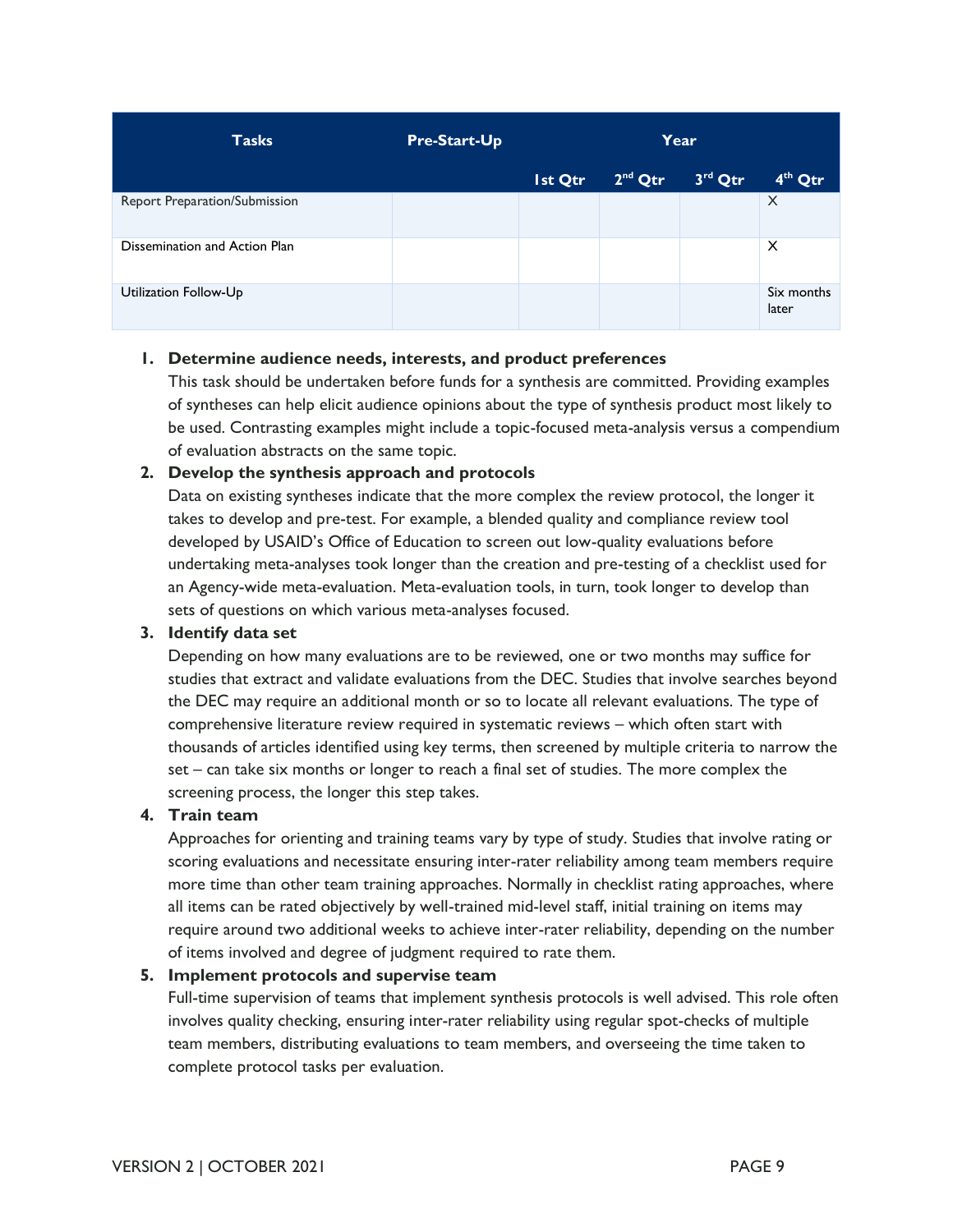| Tasks | Pre-Start-Up | Year | | | |
|---|---|---|---|---|---|
| | | 1st Qtr | 2nd Qtr | 3rd Qtr | 4th Qtr |
| Report Preparation/Submission | | | | | X |
| Dissemination and Action Plan | | | | | X |
| Utilization Follow-Up | | | | | Six months later |

1. **Determine audience needs, interests, and product preferences**
   This task should be undertaken before funds for a synthesis are committed. Providing examples of syntheses can help elicit audience opinions about the type of synthesis product most likely to be used. Contrasting examples might include a topic-focused meta-analysis versus a compendium of evaluation abstracts on the same topic.
2. **Develop the synthesis approach and protocols**
   Data on existing syntheses indicate that the more complex the review protocol, the longer it takes to develop and pre-test. For example, a blended quality and compliance review tool developed by USAID's Office of Education to screen out low-quality evaluations before undertaking meta-analyses took longer than the creation and pre-testing of a checklist used for an Agency-wide meta-evaluation. Meta-evaluation tools, in turn, took longer to develop than sets of questions on which various meta-analyses focused.
3. **Identify data set**
   Depending on how many evaluations are to be reviewed, one or two months may suffice for studies that extract and validate evaluations from the DEC. Studies that involve searches beyond the DEC may require an additional month or so to locate all relevant evaluations. The type of comprehensive literature review required in systematic reviews – which often start with thousands of articles identified using key terms, then screened by multiple criteria to narrow the set – can take six months or longer to reach a final set of studies. The more complex the screening process, the longer this step takes.
4. **Train team**
   Approaches for orienting and training teams vary by type of study. Studies that involve rating or scoring evaluations and necessitate ensuring inter-rater reliability among team members require more time than other team training approaches. Normally in checklist rating approaches, where all items can be rated objectively by well-trained mid-level staff, initial training on items may require around two additional weeks to achieve inter-rater reliability, depending on the number of items involved and degree of judgment required to rate them.
5. **Implement protocols and supervise team**
   Full-time supervision of teams that implement synthesis protocols is well advised. This role often involves quality checking, ensuring inter-rater reliability using regular spot-checks of multiple team members, distributing evaluations to team members, and overseeing the time taken to complete protocol tasks per evaluation.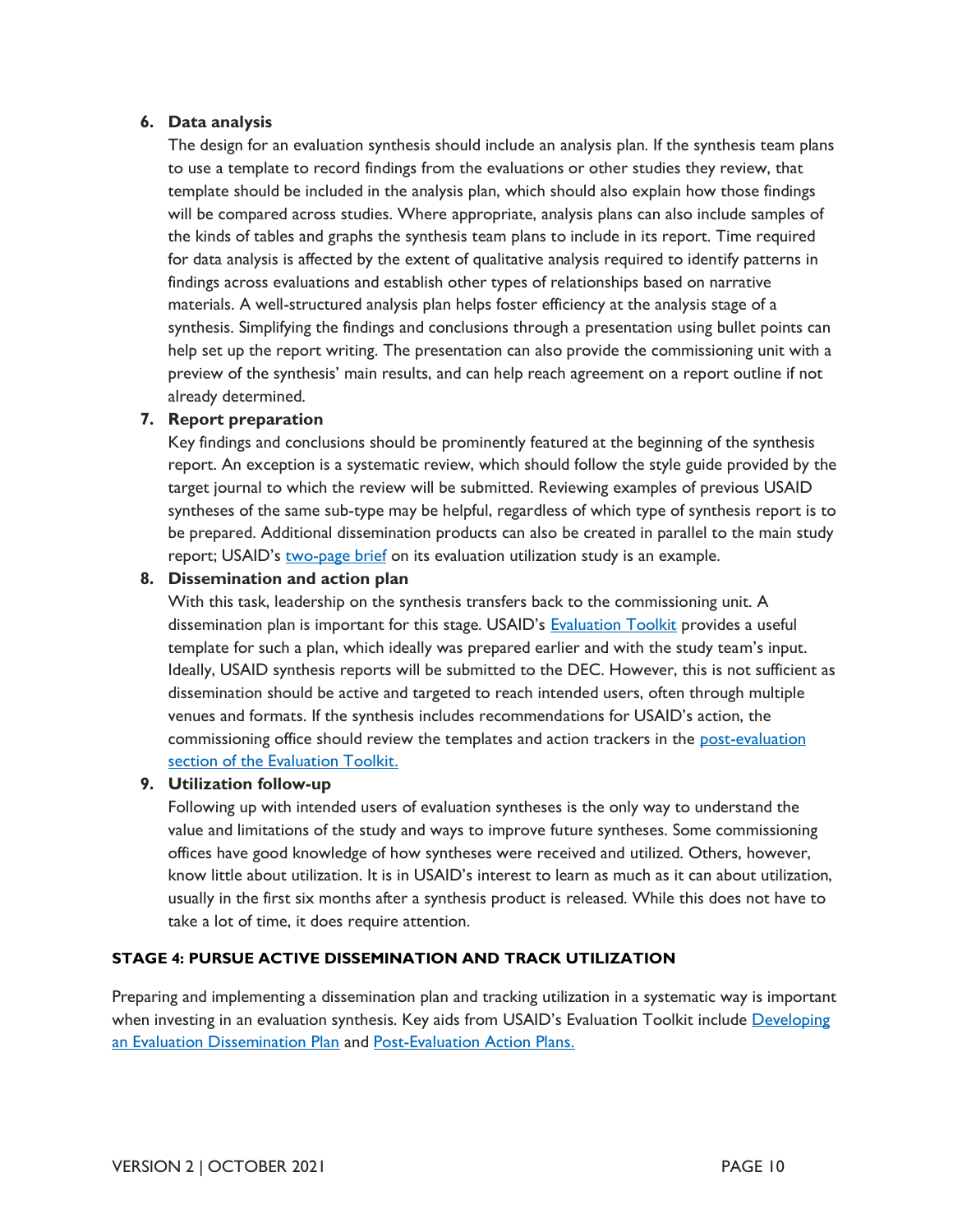6. **Data analysis**
   The design for an evaluation synthesis should include an analysis plan. If the synthesis team plans to use a template to record findings from the evaluations or other studies they review, that template should be included in the analysis plan, which should also explain how those findings will be compared across studies. Where appropriate, analysis plans can also include samples of the kinds of tables and graphs the synthesis team plans to include in its report. Time required for data analysis is affected by the extent of qualitative analysis required to identify patterns in findings across evaluations and establish other types of relationships based on narrative materials. A well-structured analysis plan helps foster efficiency at the analysis stage of a synthesis. Simplifying the findings and conclusions through a presentation using bullet points can help set up the report writing. The presentation can also provide the commissioning unit with a preview of the synthesis' main results, and can help reach agreement on a report outline if not already determined.

7. **Report preparation**
   Key findings and conclusions should be prominently featured at the beginning of the synthesis report. An exception is a systematic review, which should follow the style guide provided by the target journal to which the review will be submitted. Reviewing examples of previous USAID syntheses of the same sub-type may be helpful, regardless of which type of synthesis report is to be prepared. Additional dissemination products can also be created in parallel to the main study report; USAID's two-page brief on its evaluation utilization study is an example.

8. **Dissemination and action plan**
   With this task, leadership on the synthesis transfers back to the commissioning unit. A dissemination plan is important for this stage. USAID's Evaluation Toolkit provides a useful template for such a plan, which ideally was prepared earlier and with the study team's input. Ideally, USAID synthesis reports will be submitted to the DEC. However, this is not sufficient as dissemination should be active and targeted to reach intended users, often through multiple venues and formats. If the synthesis includes recommendations for USAID's action, the commissioning office should review the templates and action trackers in the post-evaluation section of the Evaluation Toolkit.

9. **Utilization follow-up**
   Following up with intended users of evaluation syntheses is the only way to understand the value and limitations of the study and ways to improve future syntheses. Some commissioning offices have good knowledge of how syntheses were received and utilized. Others, however, know little about utilization. It is in USAID's interest to learn as much as it can about utilization, usually in the first six months after a synthesis product is released. While this does not have to take a lot of time, it does require attention.

#### STAGE 4: PURSUE ACTIVE DISSEMINATION AND TRACK UTILIZATION

Preparing and implementing a dissemination plan and tracking utilization in a systematic way is important when investing in an evaluation synthesis. Key aids from USAID's Evaluation Toolkit include Developing an Evaluation Dissemination Plan and Post-Evaluation Action Plans.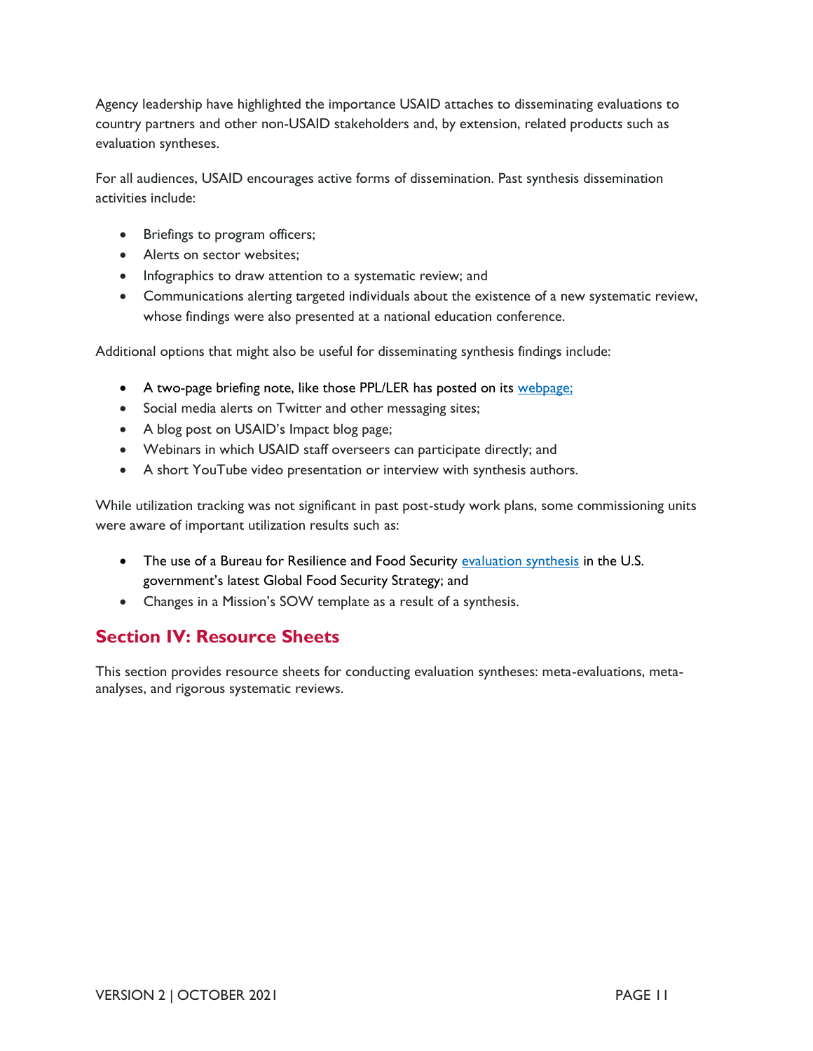Agency leadership have highlighted the importance USAID attaches to disseminating evaluations to country partners and other non-USAID stakeholders and, by extension, related products such as evaluation syntheses.

For all audiences, USAID encourages active forms of dissemination. Past synthesis dissemination activities include:

- Briefings to program officers;
- Alerts on sector websites;
- Infographics to draw attention to a systematic review; and
- Communications alerting targeted individuals about the existence of a new systematic review, whose findings were also presented at a national education conference.

Additional options that might also be useful for disseminating synthesis findings include:

- A two-page briefing note, like those PPL/LER has posted on its webpage;
- Social media alerts on Twitter and other messaging sites;
- A blog post on USAID's Impact blog page;
- Webinars in which USAID staff overseers can participate directly; and
- A short YouTube video presentation or interview with synthesis authors.

While utilization tracking was not significant in past post-study work plans, some commissioning units were aware of important utilization results such as:

- The use of a Bureau for Resilience and Food Security evaluation synthesis in the U.S. government's latest Global Food Security Strategy; and
- Changes in a Mission's SOW template as a result of a synthesis.

## Section IV: Resource Sheets

This section provides resource sheets for conducting evaluation syntheses: meta-evaluations, meta-analyses, and rigorous systematic reviews.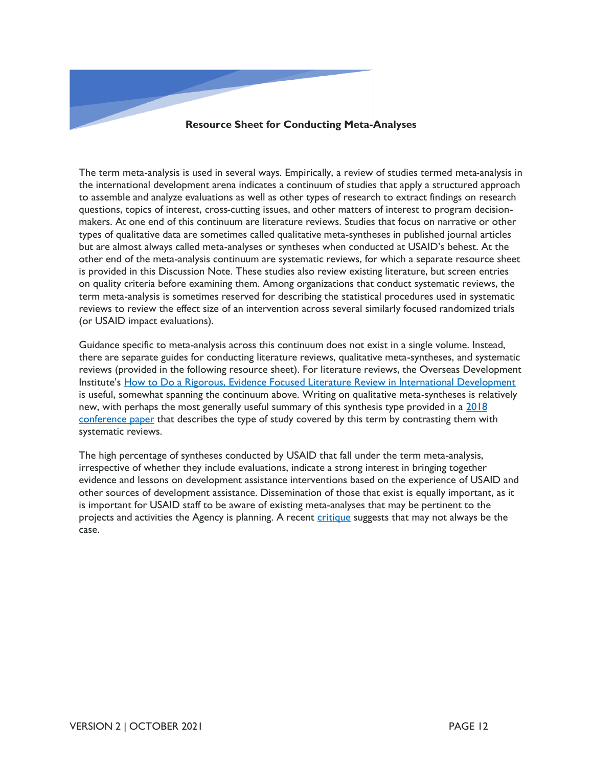## Resource Sheet for Conducting Meta-Analyses

The term meta-analysis is used in several ways. Empirically, a review of studies termed meta-analysis in the international development arena indicates a continuum of studies that apply a structured approach to assemble and analyze evaluations as well as other types of research to extract findings on research questions, topics of interest, cross-cutting issues, and other matters of interest to program decision-makers. At one end of this continuum are literature reviews. Studies that focus on narrative or other types of qualitative data are sometimes called qualitative meta-syntheses in published journal articles but are almost always called meta-analyses or syntheses when conducted at USAID's behest. At the other end of the meta-analysis continuum are systematic reviews, for which a separate resource sheet is provided in this Discussion Note. These studies also review existing literature, but screen entries on quality criteria before examining them. Among organizations that conduct systematic reviews, the term meta-analysis is sometimes reserved for describing the statistical procedures used in systematic reviews to review the effect size of an intervention across several similarly focused randomized trials (or USAID impact evaluations).

Guidance specific to meta-analysis across this continuum does not exist in a single volume. Instead, there are separate guides for conducting literature reviews, qualitative meta-syntheses, and systematic reviews (provided in the following resource sheet). For literature reviews, the Overseas Development Institute's How to Do a Rigorous, Evidence Focused Literature Review in International Development is useful, somewhat spanning the continuum above. Writing on qualitative meta-syntheses is relatively new, with perhaps the most generally useful summary of this synthesis type provided in a 2018 conference paper that describes the type of study covered by this term by contrasting them with systematic reviews.

The high percentage of syntheses conducted by USAID that fall under the term meta-analysis, irrespective of whether they include evaluations, indicate a strong interest in bringing together evidence and lessons on development assistance interventions based on the experience of USAID and other sources of development assistance. Dissemination of those that exist is equally important, as it is important for USAID staff to be aware of existing meta-analyses that may be pertinent to the projects and activities the Agency is planning. A recent critique suggests that may not always be the case.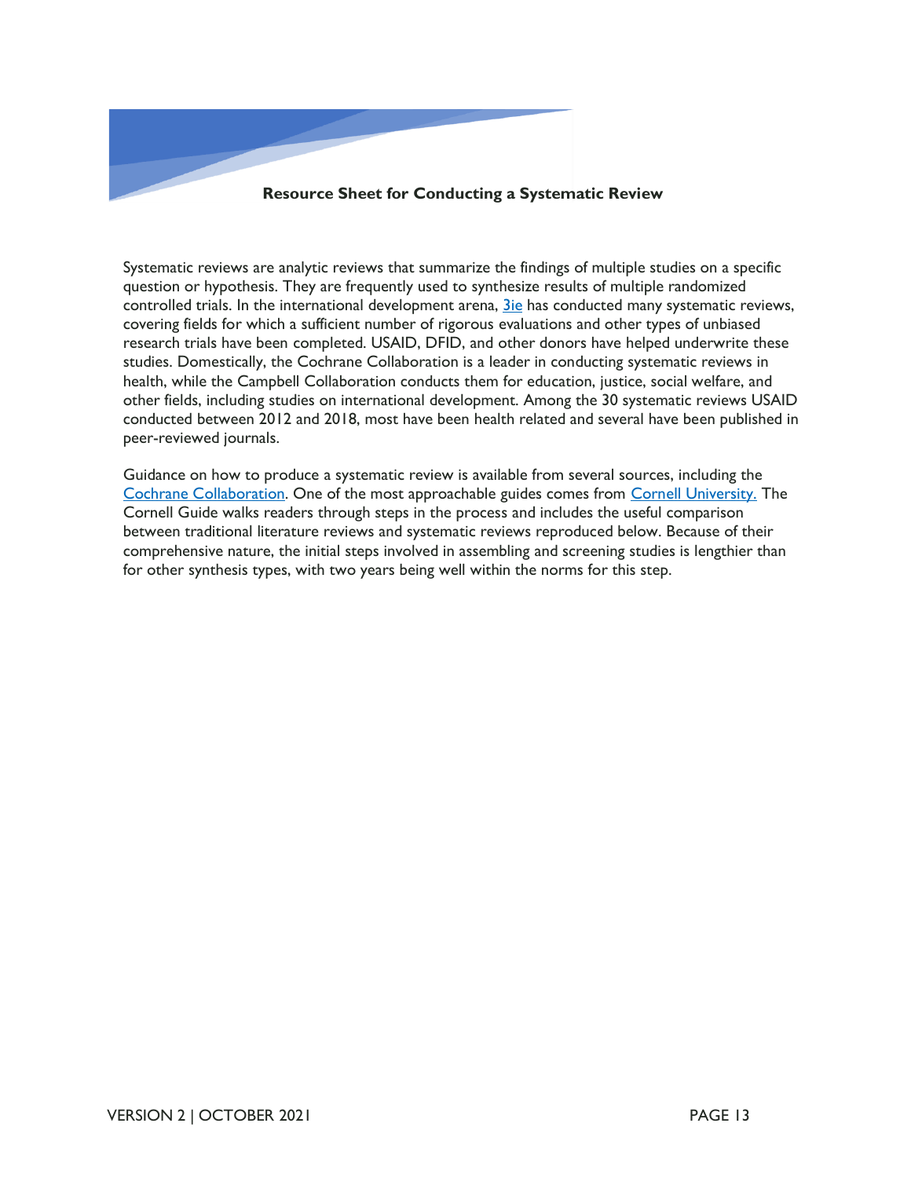## Resource Sheet for Conducting a Systematic Review

Systematic reviews are analytic reviews that summarize the findings of multiple studies on a specific question or hypothesis. They are frequently used to synthesize results of multiple randomized controlled trials. In the international development arena, 3ie has conducted many systematic reviews, covering fields for which a sufficient number of rigorous evaluations and other types of unbiased research trials have been completed. USAID, DFID, and other donors have helped underwrite these studies. Domestically, the Cochrane Collaboration is a leader in conducting systematic reviews in health, while the Campbell Collaboration conducts them for education, justice, social welfare, and other fields, including studies on international development. Among the 30 systematic reviews USAID conducted between 2012 and 2018, most have been health related and several have been published in peer-reviewed journals.

Guidance on how to produce a systematic review is available from several sources, including the Cochrane Collaboration. One of the most approachable guides comes from Cornell University. The Cornell Guide walks readers through steps in the process and includes the useful comparison between traditional literature reviews and systematic reviews reproduced below. Because of their comprehensive nature, the initial steps involved in assembling and screening studies is lengthier than for other synthesis types, with two years being well within the norms for this step.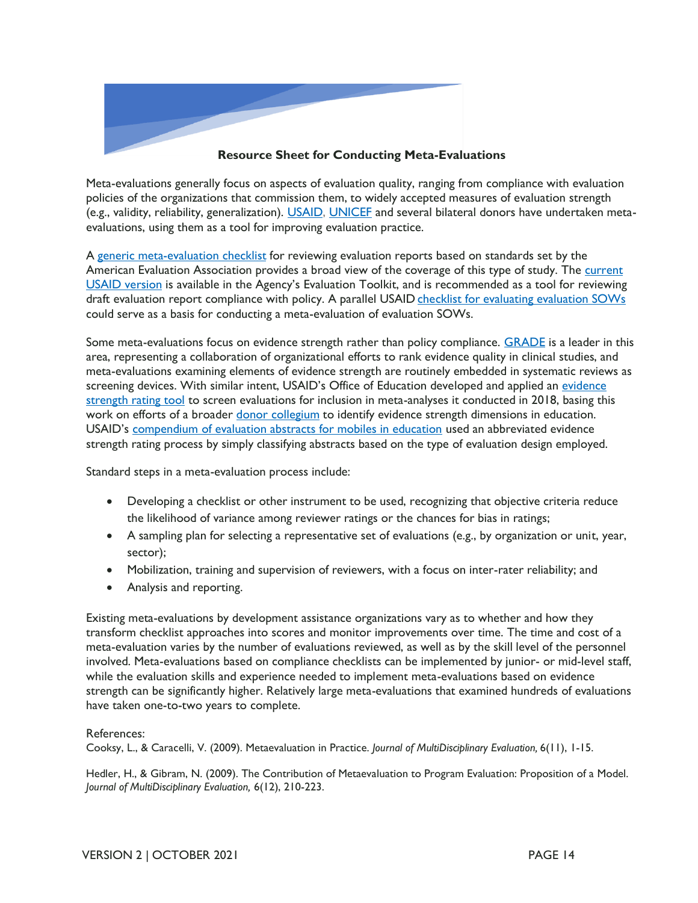## Resource Sheet for Conducting Meta-Evaluations

Meta-evaluations generally focus on aspects of evaluation quality, ranging from compliance with evaluation policies of the organizations that commission them, to widely accepted measures of evaluation strength (e.g., validity, reliability, generalization). USAID, UNICEF and several bilateral donors have undertaken meta-evaluations, using them as a tool for improving evaluation practice.

A generic meta-evaluation checklist for reviewing evaluation reports based on standards set by the American Evaluation Association provides a broad view of the coverage of this type of study. The current USAID version is available in the Agency's Evaluation Toolkit, and is recommended as a tool for reviewing draft evaluation report compliance with policy. A parallel USAID checklist for evaluating evaluation SOWs could serve as a basis for conducting a meta-evaluation of evaluation SOWs.

Some meta-evaluations focus on evidence strength rather than policy compliance. GRADE is a leader in this area, representing a collaboration of organizational efforts to rank evidence quality in clinical studies, and meta-evaluations examining elements of evidence strength are routinely embedded in systematic reviews as screening devices. With similar intent, USAID's Office of Education developed and applied an evidence strength rating tool to screen evaluations for inclusion in meta-analyses it conducted in 2018, basing this work on efforts of a broader donor collegium to identify evidence strength dimensions in education. USAID's compendium of evaluation abstracts for mobiles in education used an abbreviated evidence strength rating process by simply classifying abstracts based on the type of evaluation design employed.

Standard steps in a meta-evaluation process include:

- Developing a checklist or other instrument to be used, recognizing that objective criteria reduce the likelihood of variance among reviewer ratings or the chances for bias in ratings;
- A sampling plan for selecting a representative set of evaluations (e.g., by organization or unit, year, sector);
- Mobilization, training and supervision of reviewers, with a focus on inter-rater reliability; and
- Analysis and reporting.

Existing meta-evaluations by development assistance organizations vary as to whether and how they transform checklist approaches into scores and monitor improvements over time. The time and cost of a meta-evaluation varies by the number of evaluations reviewed, as well as by the skill level of the personnel involved. Meta-evaluations based on compliance checklists can be implemented by junior- or mid-level staff, while the evaluation skills and experience needed to implement meta-evaluations based on evidence strength can be significantly higher. Relatively large meta-evaluations that examined hundreds of evaluations have taken one-to-two years to complete.

References:

Cooksy, L., & Caracelli, V. (2009). Metaevaluation in Practice. *Journal of MultiDisciplinary Evaluation,* 6(11), 1-15.

Hedler, H., & Gibram, N. (2009). The Contribution of Metaevaluation to Program Evaluation: Proposition of a Model. *Journal of MultiDisciplinary Evaluation,* 6(12), 210-223.